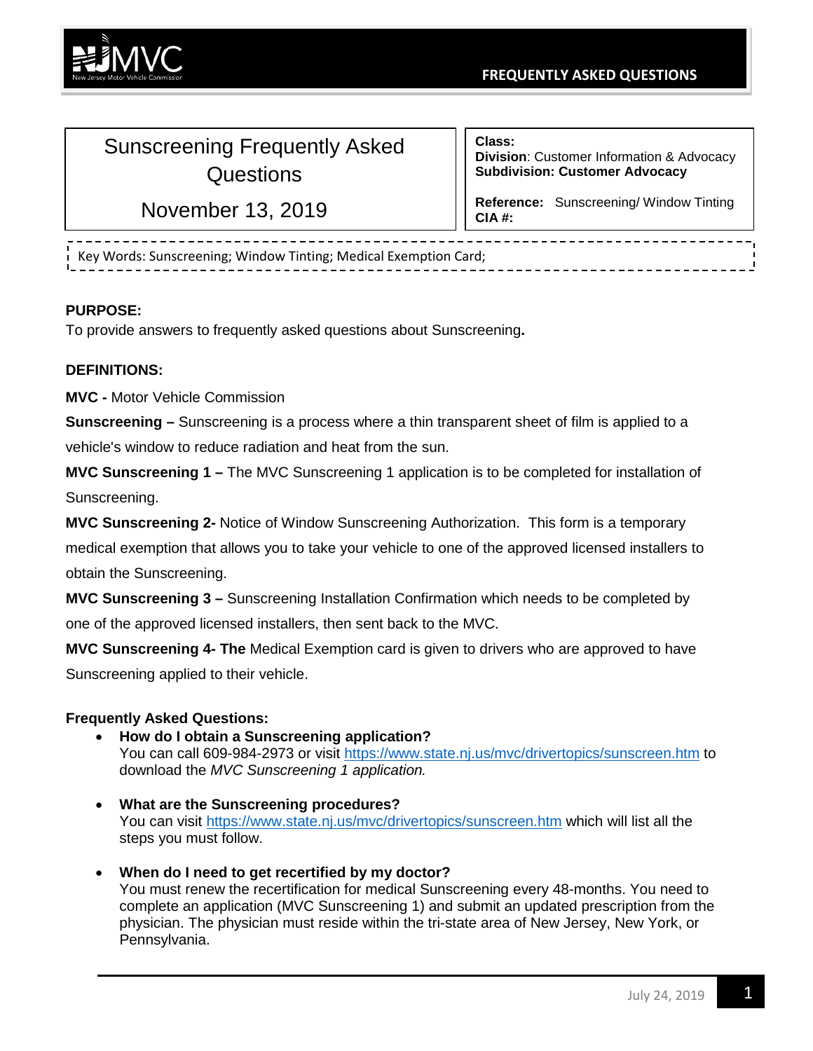NJMVC
New Jersey Motor Vehicle Commission

FREQUENTLY ASKED QUESTIONS

| Sunscreening Frequently Asked Questions<br><br>November 13, 2019 | **Class:**<br>**Division**: Customer Information & Advocacy<br>**Subdivision: Customer Advocacy**<br><br>**Reference:** Sunscreening/ Window Tinting<br>**CIA #:** |
|---|---|

Key Words: Sunscreening; Window Tinting; Medical Exemption Card;

**PURPOSE:**

To provide answers to frequently asked questions about Sunscreening**.**

**DEFINITIONS:**

**MVC -** Motor Vehicle Commission

**Sunscreening –** Sunscreening is a process where a thin transparent sheet of film is applied to a vehicle's window to reduce radiation and heat from the sun.

**MVC Sunscreening 1 –** The MVC Sunscreening 1 application is to be completed for installation of Sunscreening.

**MVC Sunscreening 2-** Notice of Window Sunscreening Authorization. This form is a temporary medical exemption that allows you to take your vehicle to one of the approved licensed installers to obtain the Sunscreening.

**MVC Sunscreening 3 –** Sunscreening Installation Confirmation which needs to be completed by one of the approved licensed installers, then sent back to the MVC.

**MVC Sunscreening 4- The** Medical Exemption card is given to drivers who are approved to have Sunscreening applied to their vehicle.

**Frequently Asked Questions:**

- **How do I obtain a Sunscreening application?**
  You can call 609-984-2973 or visit https://www.state.nj.us/mvc/drivertopics/sunscreen.htm to download the *MVC Sunscreening 1 application.*

- **What are the Sunscreening procedures?**
  You can visit https://www.state.nj.us/mvc/drivertopics/sunscreen.htm which will list all the steps you must follow.

- **When do I need to get recertified by my doctor?**
  You must renew the recertification for medical Sunscreening every 48-months. You need to complete an application (MVC Sunscreening 1) and submit an updated prescription from the physician. The physician must reside within the tri-state area of New Jersey, New York, or Pennsylvania.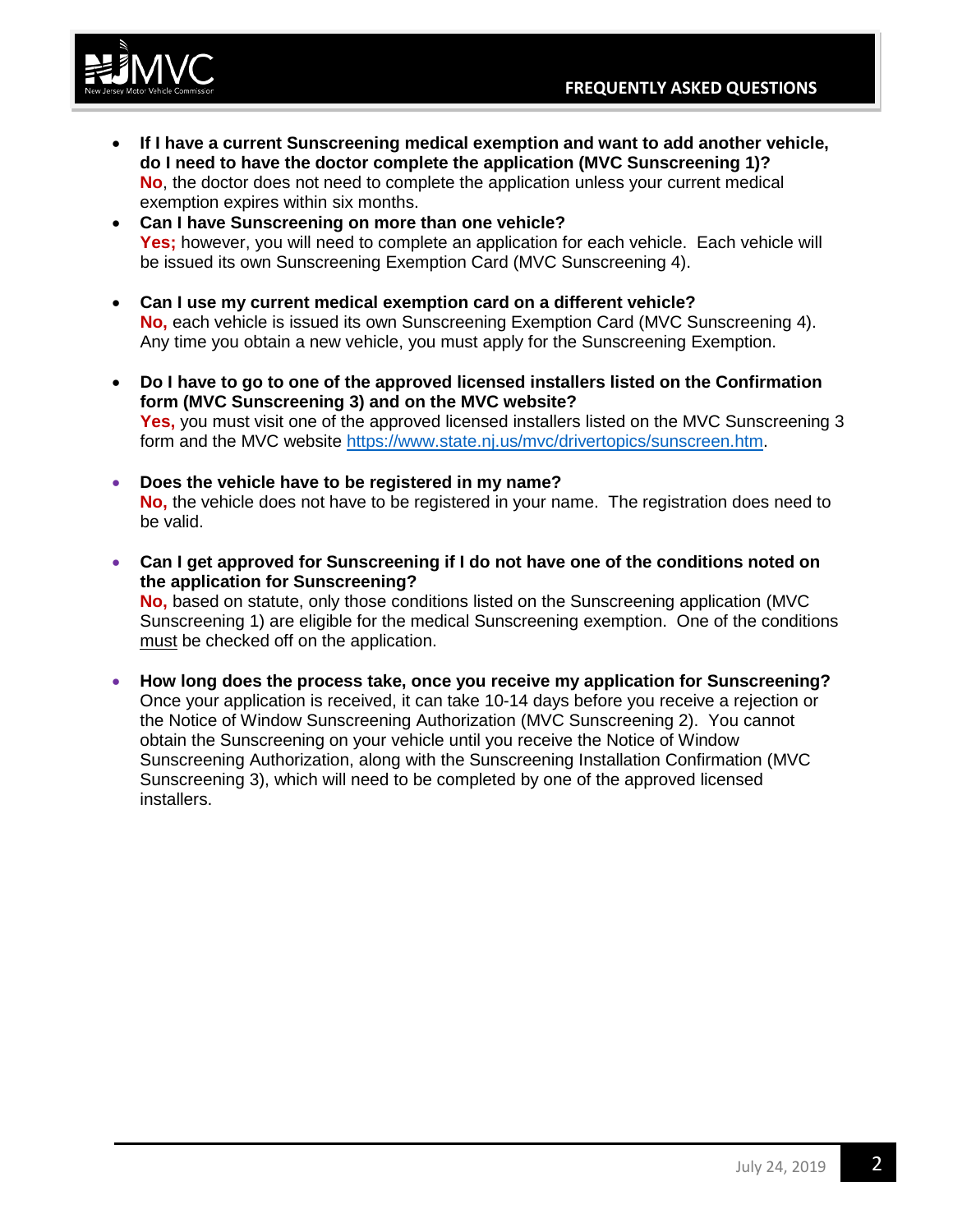- **If I have a current Sunscreening medical exemption and want to add another vehicle, do I need to have the doctor complete the application (MVC Sunscreening 1)?**
  **No**, the doctor does not need to complete the application unless your current medical exemption expires within six months.
- **Can I have Sunscreening on more than one vehicle?**
  **Yes;** however, you will need to complete an application for each vehicle. Each vehicle will be issued its own Sunscreening Exemption Card (MVC Sunscreening 4).
- **Can I use my current medical exemption card on a different vehicle?**
  **No,** each vehicle is issued its own Sunscreening Exemption Card (MVC Sunscreening 4). Any time you obtain a new vehicle, you must apply for the Sunscreening Exemption.
- **Do I have to go to one of the approved licensed installers listed on the Confirmation form (MVC Sunscreening 3) and on the MVC website?**
  **Yes,** you must visit one of the approved licensed installers listed on the MVC Sunscreening 3 form and the MVC website https://www.state.nj.us/mvc/drivertopics/sunscreen.htm.
- **Does the vehicle have to be registered in my name?**
  **No,** the vehicle does not have to be registered in your name. The registration does need to be valid.
- **Can I get approved for Sunscreening if I do not have one of the conditions noted on the application for Sunscreening?**
  **No,** based on statute, only those conditions listed on the Sunscreening application (MVC Sunscreening 1) are eligible for the medical Sunscreening exemption. One of the conditions must be checked off on the application.
- **How long does the process take, once you receive my application for Sunscreening?**
  Once your application is received, it can take 10-14 days before you receive a rejection or the Notice of Window Sunscreening Authorization (MVC Sunscreening 2). You cannot obtain the Sunscreening on your vehicle until you receive the Notice of Window Sunscreening Authorization, along with the Sunscreening Installation Confirmation (MVC Sunscreening 3), which will need to be completed by one of the approved licensed installers.